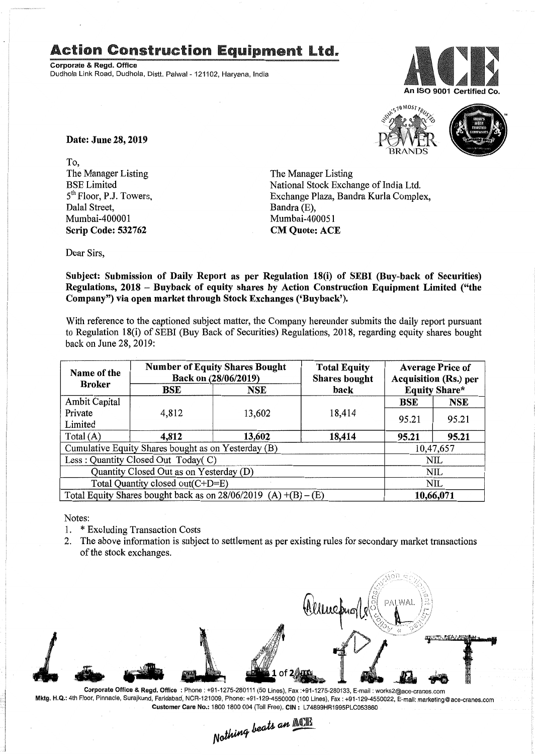# Action Construction Equipment Ltd.

**Corporate & Regd. Office**
Dudhola Link Road, Dudhola, Distt. Palwal - 121102, Haryana, India

An ISO 9001 Certified Co.

**Date: June 28, 2019**

To,
The Manager Listing
BSE Limited
5th Floor, P.J. Towers,
Dalal Street,
Mumbai-400001
**Scrip Code: 532762**

The Manager Listing
National Stock Exchange of India Ltd.
Exchange Plaza, Bandra Kurla Complex,
Bandra (E),
Mumbai-400051
**CM Quote: ACE**

Dear Sirs,

**Subject: Submission of Daily Report as per Regulation 18(i) of SEBI (Buy-back of Securities) Regulations, 2018 – Buyback of equity shares by Action Construction Equipment Limited ("the Company") via open market through Stock Exchanges ('Buyback').**

With reference to the captioned subject matter, the Company hereunder submits the daily report pursuant to Regulation 18(i) of SEBI (Buy Back of Securities) Regulations, 2018, regarding equity shares bought back on June 28, 2019:

| Name of the Broker | Number of Equity Shares Bought Back on (28/06/2019) | | Total Equity Shares bought back | Average Price of Acquisition (Rs.) per Equity Share* | |
|---|---|---|---|---|---|
| | **BSE** | **NSE** | | **BSE** | **NSE** |
| Ambit Capital Private Limited | 4,812 | 13,602 | 18,414 | 95.21 | 95.21 |
| Total (A) | **4,812** | **13,602** | **18,414** | **95.21** | **95.21** |
| Cumulative Equity Shares bought as on Yesterday (B) | | | | 10,47,657 | |
| Less : Quantity Closed Out Today( C) | | | | NIL | |
| Quantity Closed Out as on Yesterday (D) | | | | NIL | |
| Total Quantity closed out(C+D=E) | | | | NIL | |
| Total Equity Shares bought back as on 28/06/2019 (A) +(B) – (E) | | | | **10,66,071** | |

Notes:
1. * Excluding Transaction Costs
2. The above information is subject to settlement as per existing rules for secondary market transactions of the stock exchanges.

**Corporate Office & Regd. Office** : Phone : +91-1275-280111 (50 Lines), Fax :+91-1275-280133, E-mail : works2@ace-cranes.com
**Mktg. H.Q.:** 4th Floor, Pinnacle, Surajkund, Faridabad, NCR-121009, Phone: +91-129-4550000 (100 Lines), Fax : +91-129-4550022, E-mail: marketing@ace-cranes.com
**Customer Care No.:** 1800 1800 004 (Toll Free), **CIN :** L74899HR1995PLC053860

*Nothing beats an ACE*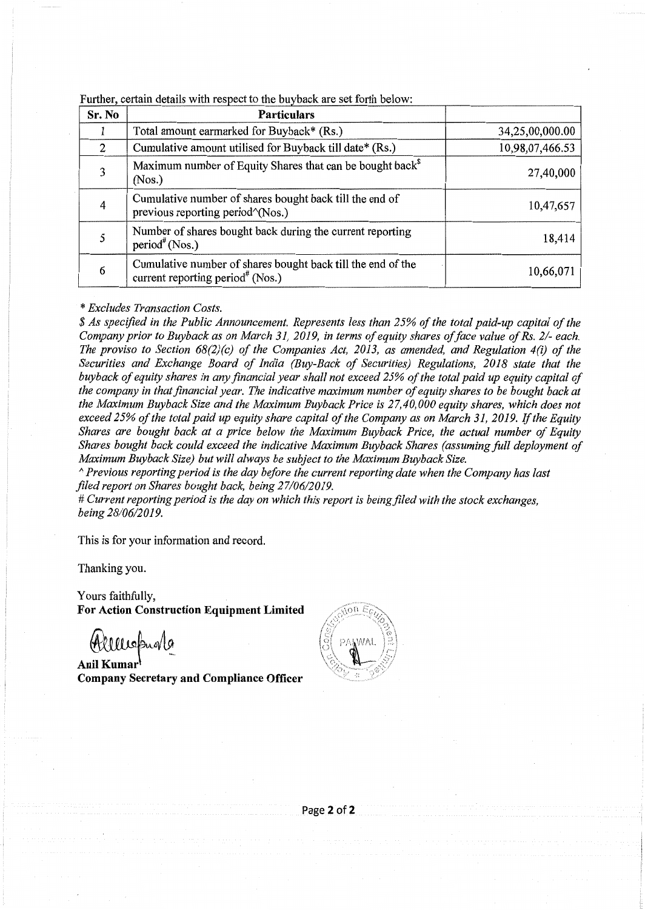Further, certain details with respect to the buyback are set forth below:

| Sr. No | Particulars | |
|---|---|---|
| 1 | Total amount earmarked for Buyback* (Rs.) | 34,25,00,000.00 |
| 2 | Cumulative amount utilised for Buyback till date* (Rs.) | 10,98,07,466.53 |
| 3 | Maximum number of Equity Shares that can be bought back$ (Nos.) | 27,40,000 |
| 4 | Cumulative number of shares bought back till the end of previous reporting period^(Nos.) | 10,47,657 |
| 5 | Number of shares bought back during the current reporting period# (Nos.) | 18,414 |
| 6 | Cumulative number of shares bought back till the end of the current reporting period# (Nos.) | 10,66,071 |

*\* Excludes Transaction Costs.*

*$ As specified in the Public Announcement. Represents less than 25% of the total paid-up capital of the Company prior to Buyback as on March 31, 2019, in terms of equity shares of face value of Rs. 2/- each. The proviso to Section 68(2)(c) of the Companies Act, 2013, as amended, and Regulation 4(i) of the Securities and Exchange Board of India (Buy-Back of Securities) Regulations, 2018 state that the buyback of equity shares in any financial year shall not exceed 25% of the total paid up equity capital of the company in that financial year. The indicative maximum number of equity shares to be bought back at the Maximum Buyback Size and the Maximum Buyback Price is 27,40,000 equity shares, which does not exceed 25% of the total paid up equity share capital of the Company as on March 31, 2019. If the Equity Shares are bought back at a price below the Maximum Buyback Price, the actual number of Equity Shares bought back could exceed the indicative Maximum Buyback Shares (assuming full deployment of Maximum Buyback Size) but will always be subject to the Maximum Buyback Size.*

*^ Previous reporting period is the day before the current reporting date when the Company has last filed report on Shares bought back, being 27/06/2019.*

*# Current reporting period is the day on which this report is being filed with the stock exchanges, being 28/06/2019.*

This is for your information and record.

Thanking you.

Yours faithfully,
**For Action Construction Equipment Limited**

**Anil Kumar**
**Company Secretary and Compliance Officer**